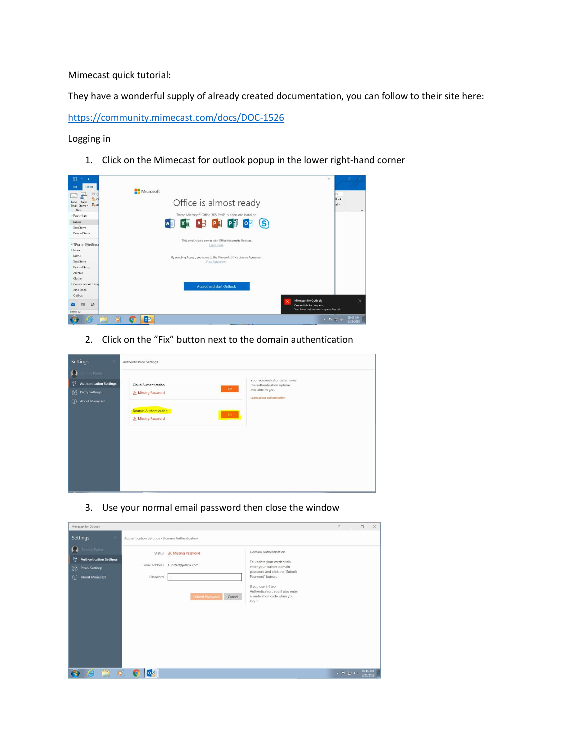Mimecast quick tutorial:

They have a wonderful supply of already created documentation, you can follow to their site here:

https://community.mimecast.com/docs/DOC-1526

Logging in

1. Click on the Mimecast for outlook popup in the lower right-hand corner

2. Click on the "Fix" button next to the domain authentication

3. Use your normal email password then close the window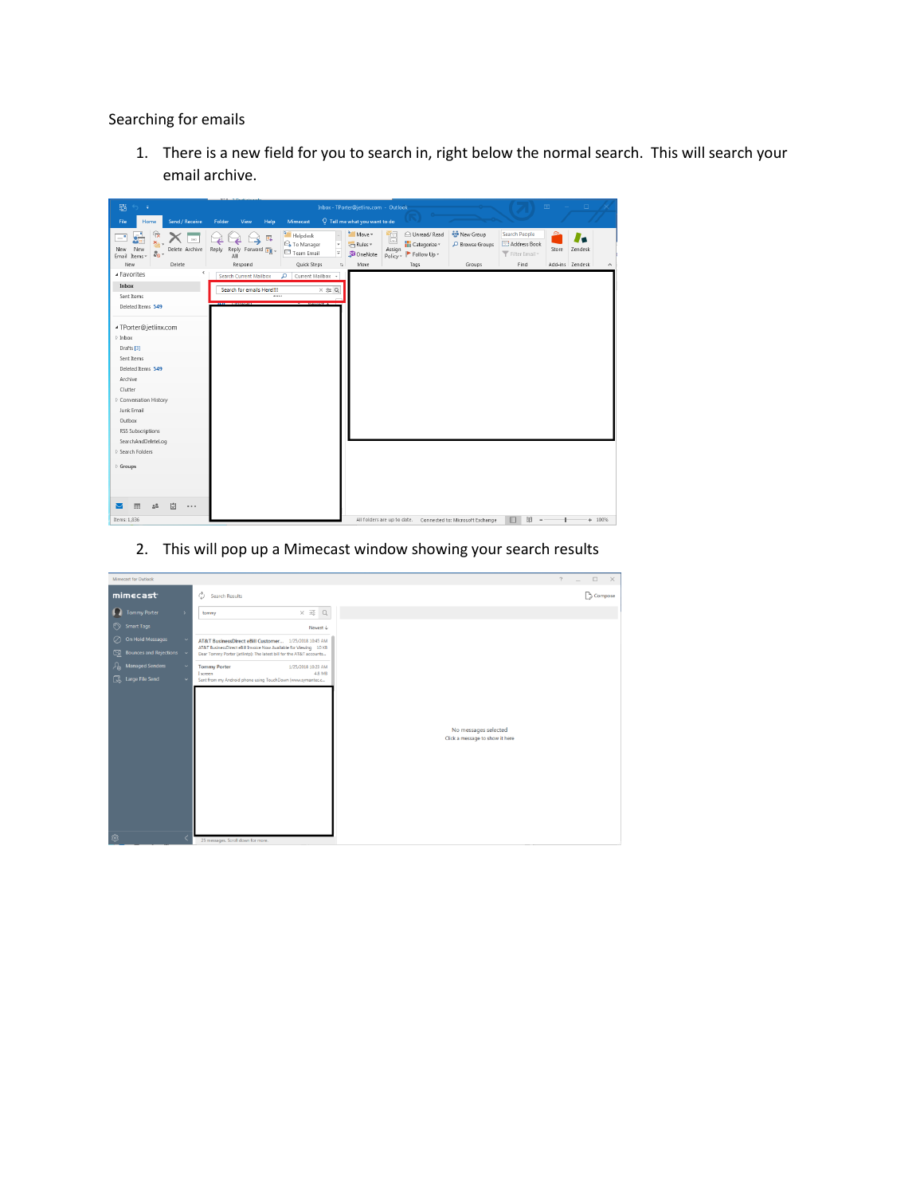Searching for emails

1. There is a new field for you to search in, right below the normal search. This will search your email archive.

2. This will pop up a Mimecast window showing your search results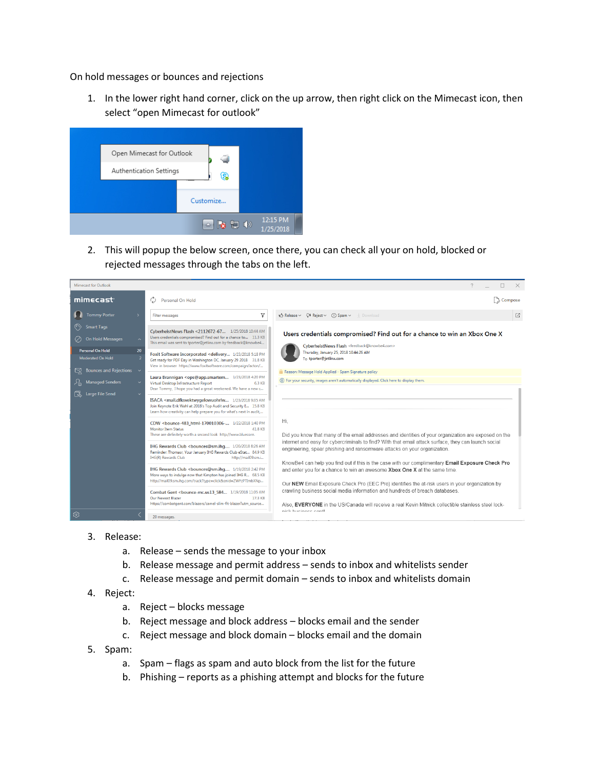On hold messages or bounces and rejections

1. In the lower right hand corner, click on the up arrow, then right click on the Mimecast icon, then select "open Mimecast for outlook"

2. This will popup the below screen, once there, you can check all your on hold, blocked or rejected messages through the tabs on the left.

3. Release:
    a. Release – sends the message to your inbox
    b. Release message and permit address – sends to inbox and whitelists sender
    c. Release message and permit domain – sends to inbox and whitelists domain
4. Reject:
    a. Reject – blocks message
    b. Reject message and block address – blocks email and the sender
    c. Reject message and block domain – blocks email and the domain
5. Spam:
    a. Spam – flags as spam and auto block from the list for the future
    b. Phishing – reports as a phishing attempt and blocks for the future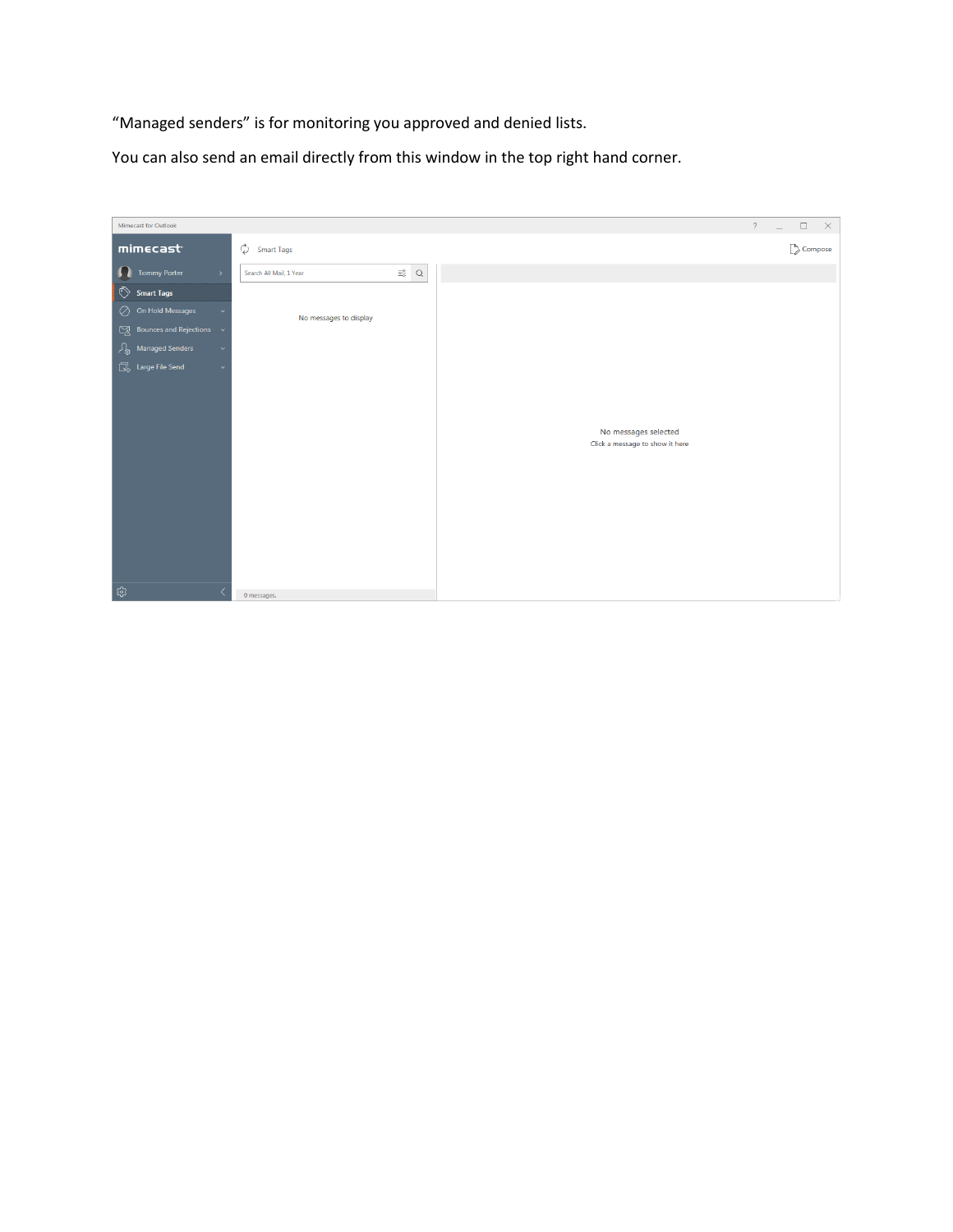“Managed senders” is for monitoring you approved and denied lists.

You can also send an email directly from this window in the top right hand corner.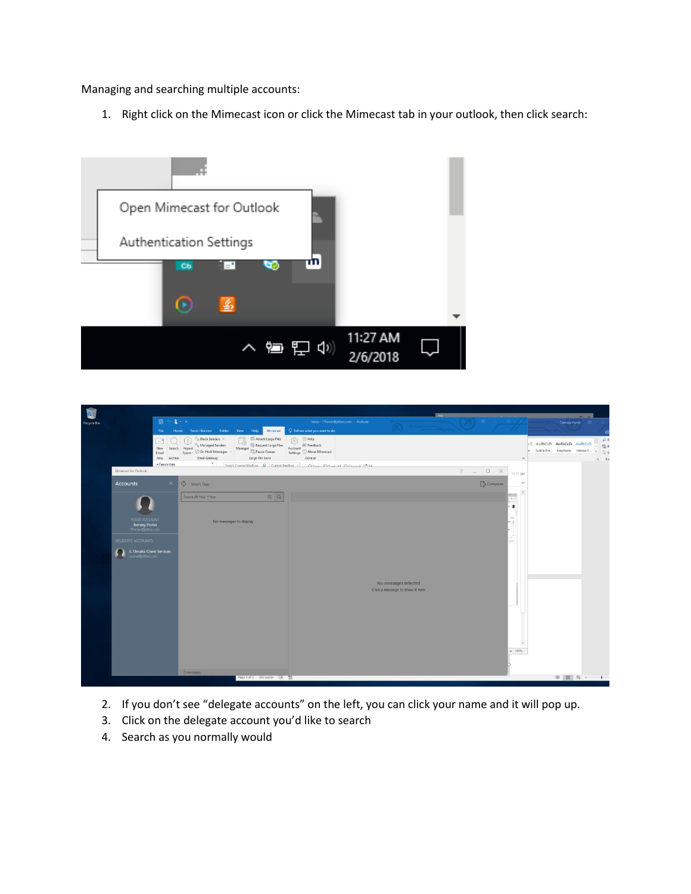Managing and searching multiple accounts:

1. Right click on the Mimecast icon or click the Mimecast tab in your outlook, then click search:

2. If you don't see "delegate accounts" on the left, you can click your name and it will pop up.
3. Click on the delegate account you'd like to search
4. Search as you normally would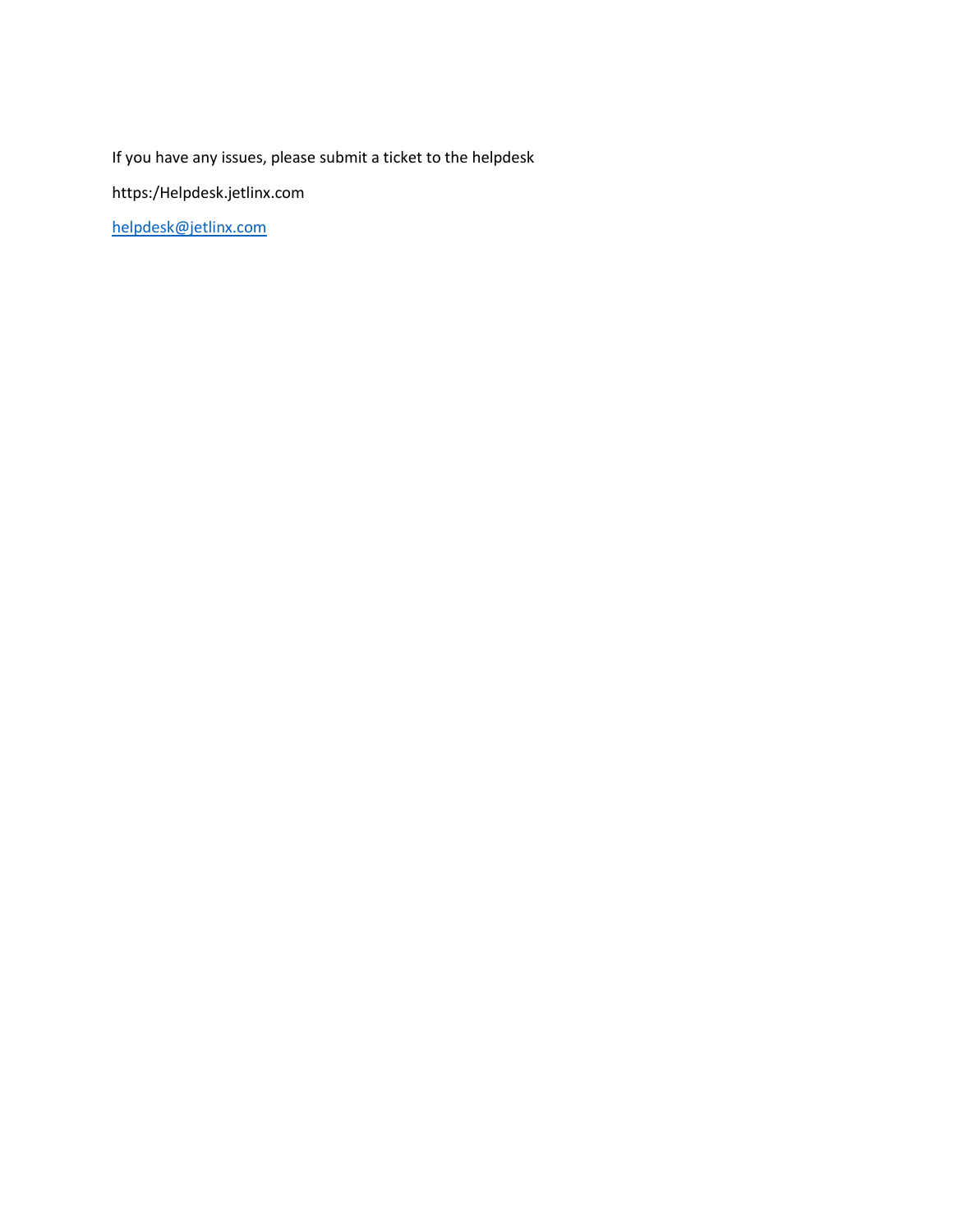If you have any issues, please submit a ticket to the helpdesk

https:/Helpdesk.jetlinx.com

helpdesk@jetlinx.com